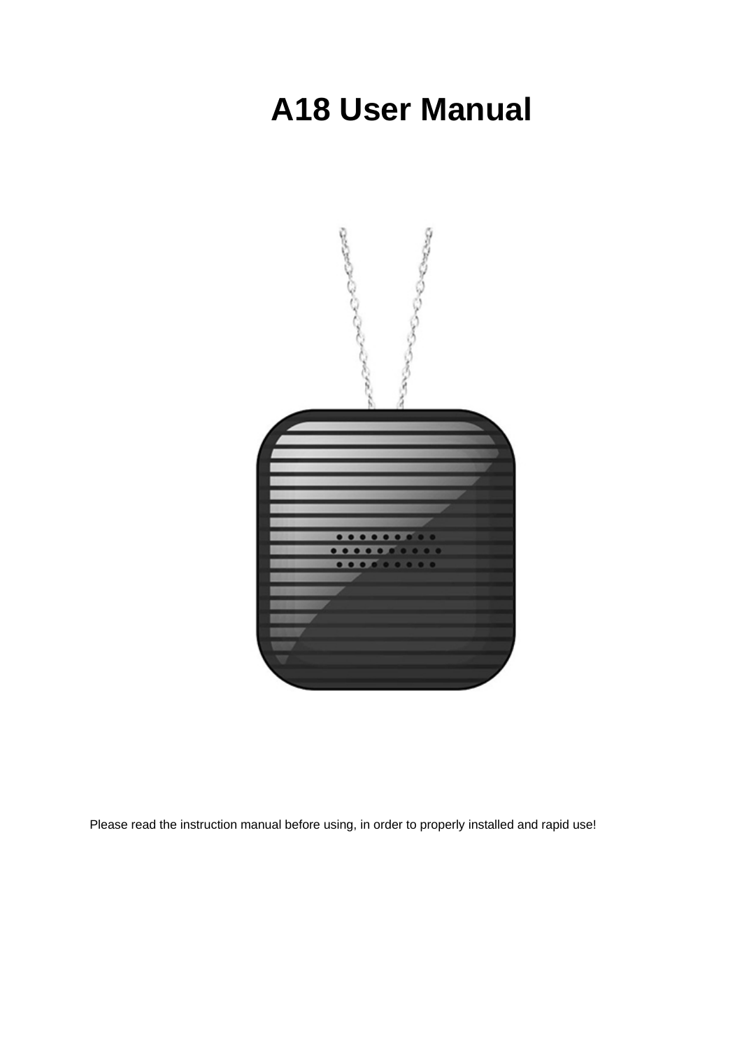# A18 User Manual

Please read the instruction manual before using, in order to properly installed and rapid use!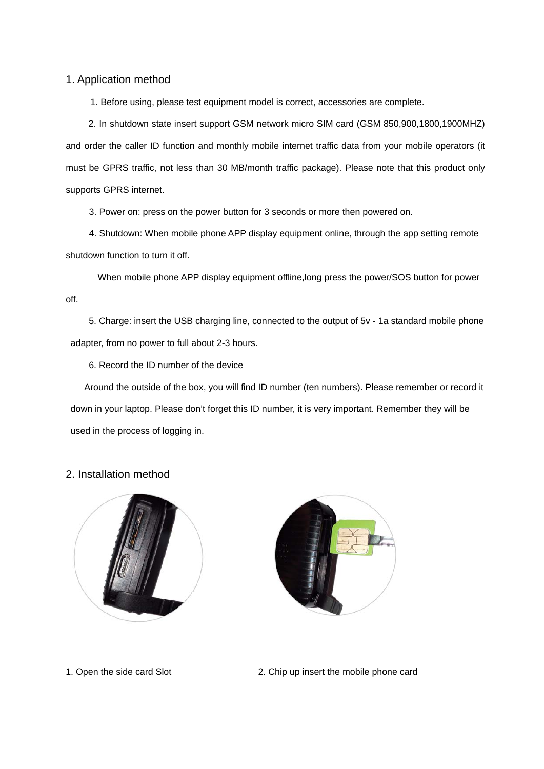## 1. Application method

1. Before using, please test equipment model is correct, accessories are complete.

2. In shutdown state insert support GSM network micro SIM card (GSM 850,900,1800,1900MHZ) and order the caller ID function and monthly mobile internet traffic data from your mobile operators (it must be GPRS traffic, not less than 30 MB/month traffic package). Please note that this product only supports GPRS internet.

3. Power on: press on the power button for 3 seconds or more then powered on.

4. Shutdown: When mobile phone APP display equipment online, through the app setting remote shutdown function to turn it off.

When mobile phone APP display equipment offline,long press the power/SOS button for power off.

5. Charge: insert the USB charging line, connected to the output of 5v - 1a standard mobile phone adapter, from no power to full about 2-3 hours.

6. Record the ID number of the device

Around the outside of the box, you will find ID number (ten numbers). Please remember or record it down in your laptop. Please don't forget this ID number, it is very important. Remember they will be used in the process of logging in.

## 2. Installation method

1. Open the side card Slot

2. Chip up insert the mobile phone card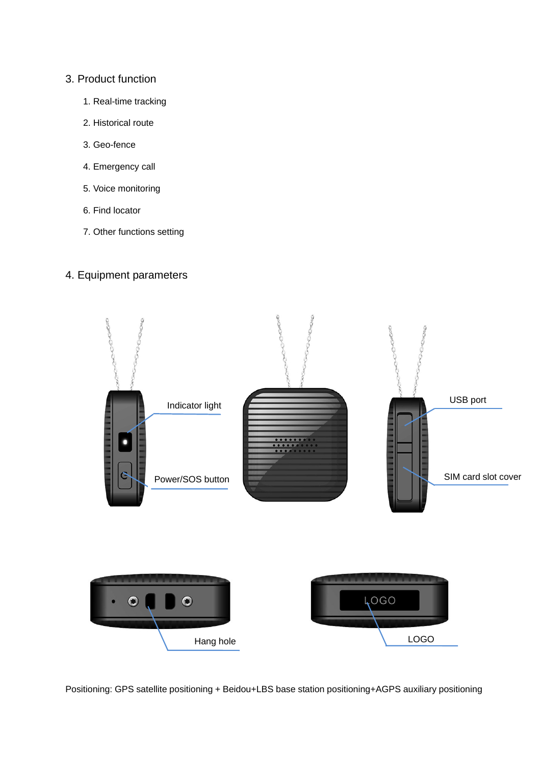## 3. Product function

1. Real-time tracking
2. Historical route
3. Geo-fence
4. Emergency call
5. Voice monitoring
6. Find locator
7. Other functions setting

## 4. Equipment parameters

Indicator light

Power/SOS button

USB port

SIM card slot cover

Hang hole

LOGO

Positioning: GPS satellite positioning + Beidou+LBS base station positioning+AGPS auxiliary positioning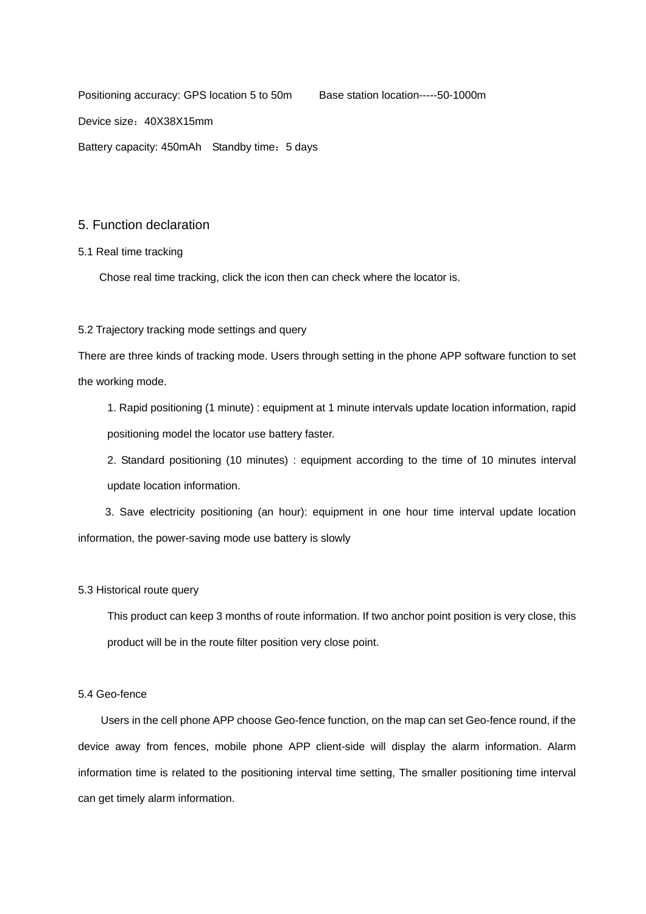Positioning accuracy: GPS location 5 to 50m    Base station location-----50-1000m

Device size：40X38X15mm

Battery capacity: 450mAh  Standby time：5 days

## 5. Function declaration

### 5.1 Real time tracking

Chose real time tracking, click the icon then can check where the locator is.

### 5.2 Trajectory tracking mode settings and query

There are three kinds of tracking mode. Users through setting in the phone APP software function to set the working mode.

1. Rapid positioning (1 minute) : equipment at 1 minute intervals update location information, rapid positioning model the locator use battery faster.
2. Standard positioning (10 minutes) : equipment according to the time of 10 minutes interval update location information.
3. Save electricity positioning (an hour): equipment in one hour time interval update location information, the power-saving mode use battery is slowly

### 5.3 Historical route query

This product can keep 3 months of route information. If two anchor point position is very close, this product will be in the route filter position very close point.

### 5.4 Geo-fence

Users in the cell phone APP choose Geo-fence function, on the map can set Geo-fence round, if the device away from fences, mobile phone APP client-side will display the alarm information. Alarm information time is related to the positioning interval time setting, The smaller positioning time interval can get timely alarm information.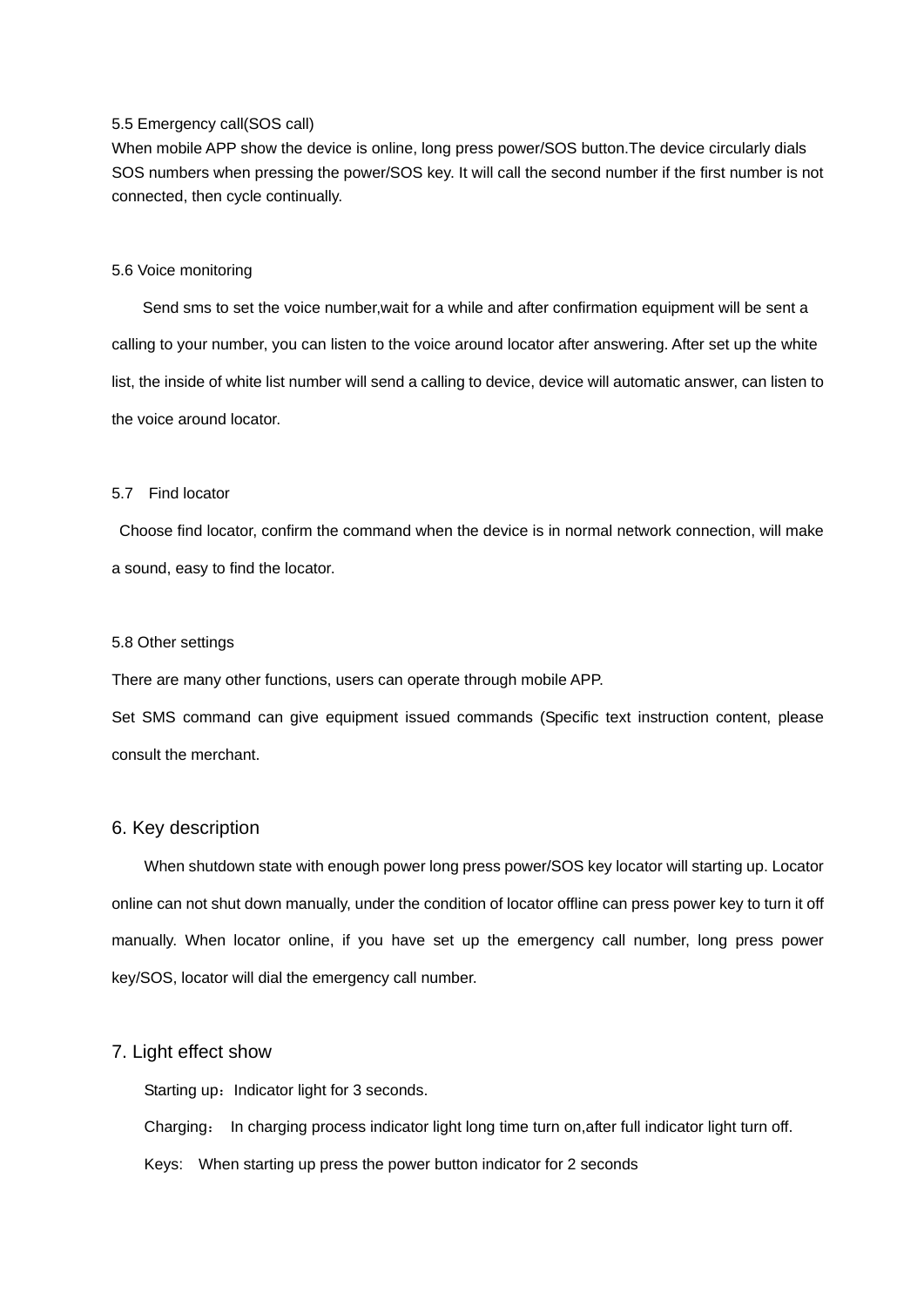5.5 Emergency call(SOS call)

When mobile APP show the device is online, long press power/SOS button.The device circularly dials SOS numbers when pressing the power/SOS key. It will call the second number if the first number is not connected, then cycle continually.

5.6 Voice monitoring

Send sms to set the voice number,wait for a while and after confirmation equipment will be sent a calling to your number, you can listen to the voice around locator after answering. After set up the white list, the inside of white list number will send a calling to device, device will automatic answer, can listen to the voice around locator.

5.7 Find locator

Choose find locator, confirm the command when the device is in normal network connection, will make a sound, easy to find the locator.

5.8 Other settings

There are many other functions, users can operate through mobile APP.

Set SMS command can give equipment issued commands (Specific text instruction content, please consult the merchant.

## 6. Key description

When shutdown state with enough power long press power/SOS key locator will starting up. Locator online can not shut down manually, under the condition of locator offline can press power key to turn it off manually. When locator online, if you have set up the emergency call number, long press power key/SOS, locator will dial the emergency call number.

## 7. Light effect show

Starting up：Indicator light for 3 seconds.

Charging： In charging process indicator light long time turn on,after full indicator light turn off.

Keys: When starting up press the power button indicator for 2 seconds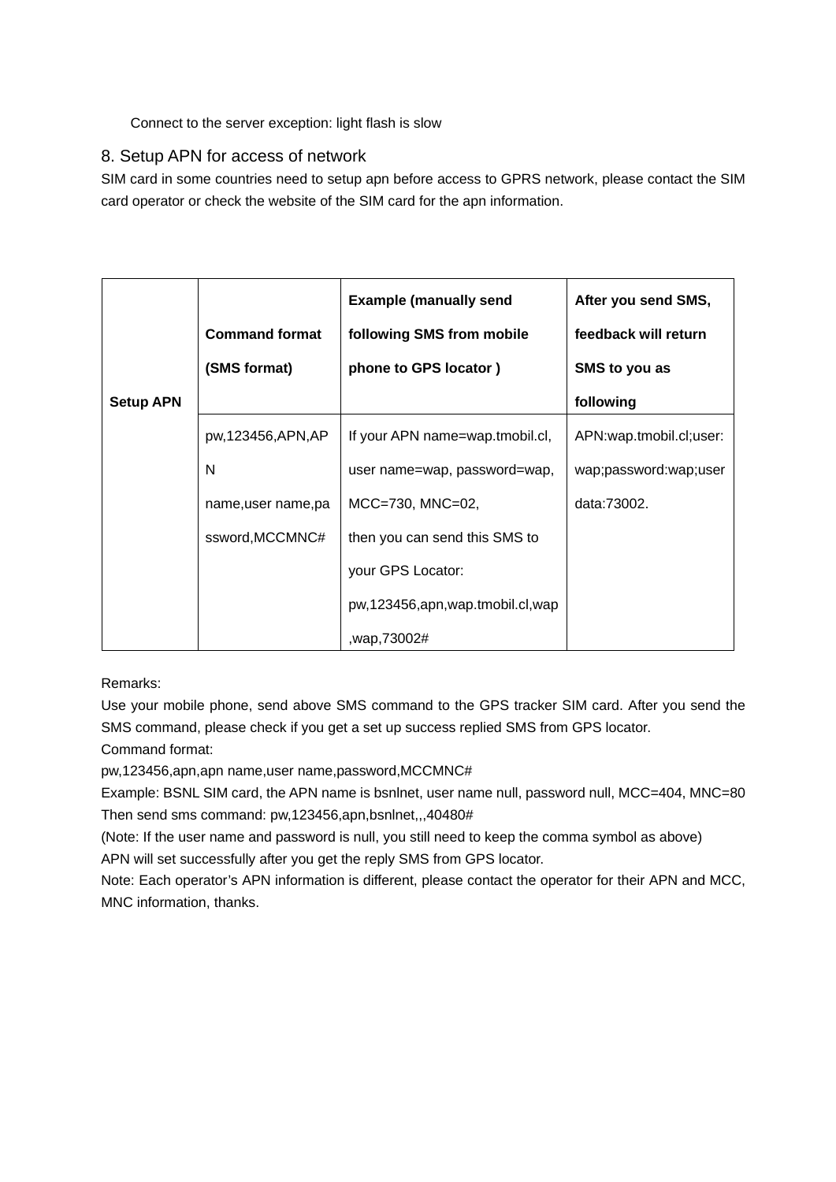Connect to the server exception: light flash is slow

## 8. Setup APN for access of network

SIM card in some countries need to setup apn before access to GPRS network, please contact the SIM card operator or check the website of the SIM card for the apn information.

| Setup APN | **Command format (SMS format)** | **Example (manually send following SMS from mobile phone to GPS locator )** | **After you send SMS, feedback will return SMS to you as following** |
|---|---|---|---|
| | pw,123456,APN,APN name,user name,password,MCCMNC# | If your APN name=wap.tmobil.cl, user name=wap, password=wap, MCC=730, MNC=02, then you can send this SMS to your GPS Locator: pw,123456,apn,wap.tmobil.cl,wap,wap,73002# | APN:wap.tmobil.cl;user:wap;password:wap;user data:73002. |

Remarks:

Use your mobile phone, send above SMS command to the GPS tracker SIM card. After you send the SMS command, please check if you get a set up success replied SMS from GPS locator.

Command format:

pw,123456,apn,apn name,user name,password,MCCMNC#

Example: BSNL SIM card, the APN name is bsnlnet, user name null, password null, MCC=404, MNC=80

Then send sms command: pw,123456,apn,bsnlnet,,,40480#

(Note: If the user name and password is null, you still need to keep the comma symbol as above)

APN will set successfully after you get the reply SMS from GPS locator.

Note: Each operator's APN information is different, please contact the operator for their APN and MCC, MNC information, thanks.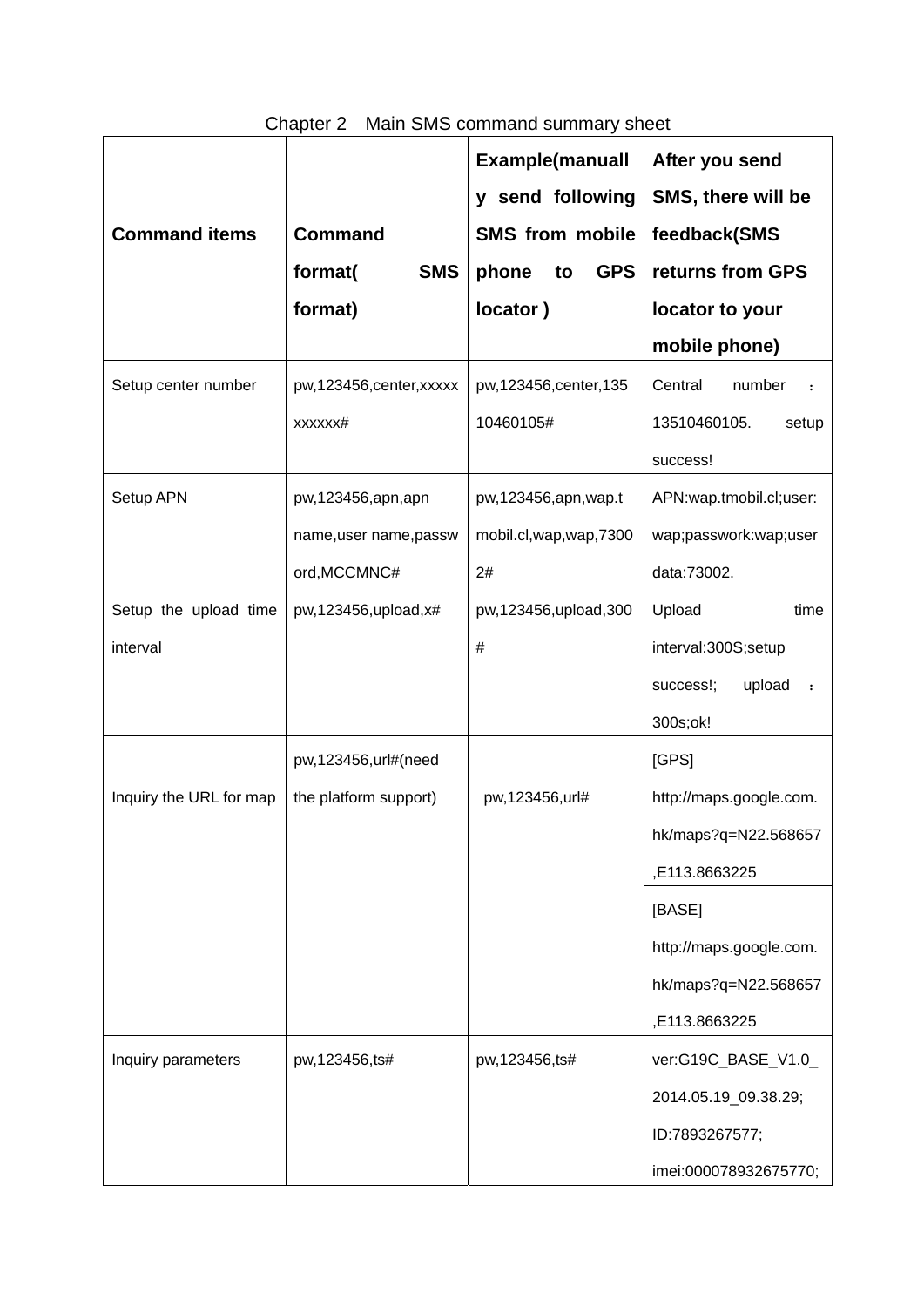Chapter 2　Main SMS command summary sheet

| Command items | Command format( SMS format) | Example(manually send following SMS from mobile phone to GPS locator ) | After you send SMS, there will be feedback(SMS returns from GPS locator to your mobile phone) |
|---|---|---|---|
| Setup center number | pw,123456,center,xxxxxxxxxxx# | pw,123456,center,13510460105# | Central number ：13510460105. setup success! |
| Setup APN | pw,123456,apn,apn name,user name,password,MCCMNC# | pw,123456,apn,wap.tmobil.cl,wap,wap,73002# | APN:wap.tmobil.cl;user:wap;passwork:wap;userdata:73002. |
| Setup the upload time interval | pw,123456,upload,x# | pw,123456,upload,300# | Upload time interval:300S;setup success!; upload ：300s;ok! |
| Inquiry the URL for map | pw,123456,url#(need the platform support) | pw,123456,url# | [GPS] http://maps.google.com.hk/maps?q=N22.568657,E113.8663225 |
| | | | [BASE] http://maps.google.com.hk/maps?q=N22.568657,E113.8663225 |
| Inquiry parameters | pw,123456,ts# | pw,123456,ts# | ver:G19C_BASE_V1.0_2014.05.19_09.38.29; ID:7893267577; imei:000078932675770; |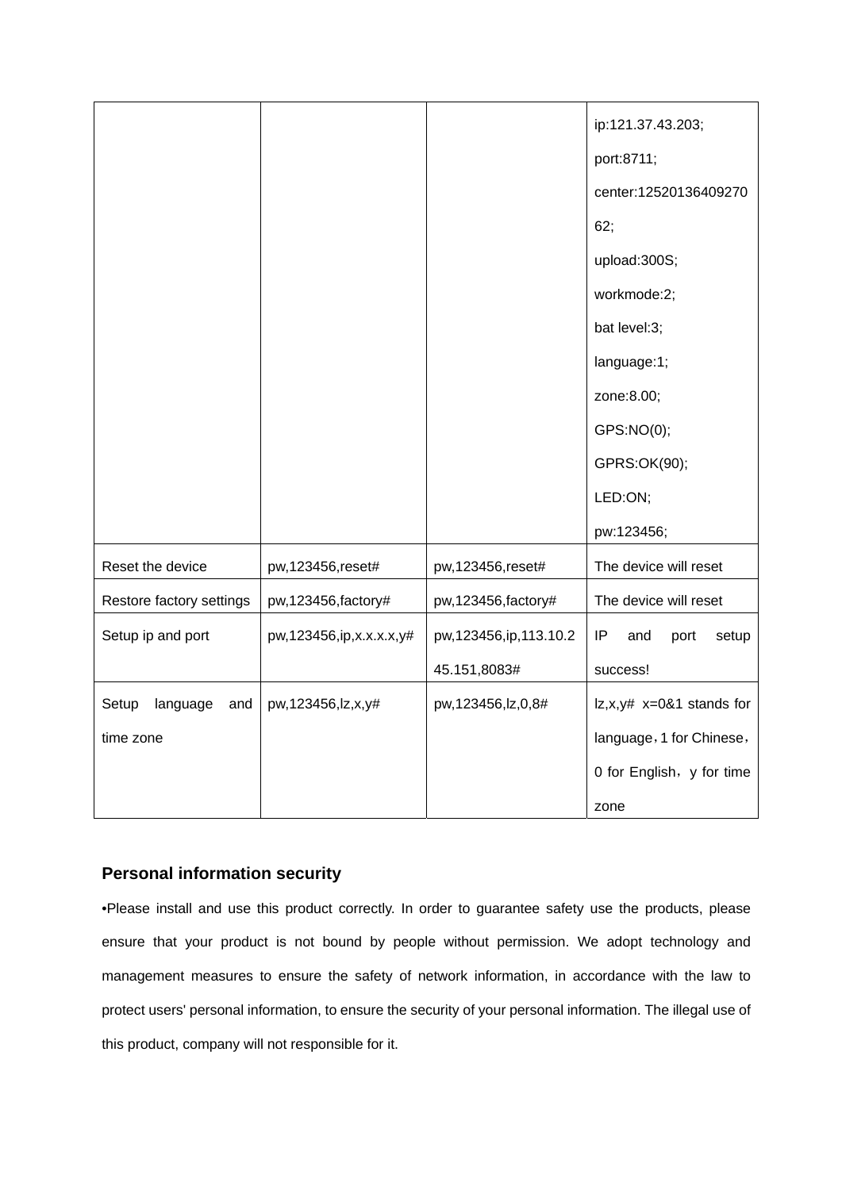| | | | |
|---|---|---|---|
| | | | ip:121.37.43.203;<br>port:8711;<br>center:1252013640927062;<br>upload:300S;<br>workmode:2;<br>bat level:3;<br>language:1;<br>zone:8.00;<br>GPS:NO(0);<br>GPRS:OK(90);<br>LED:ON;<br>pw:123456; |
| Reset the device | pw,123456,reset# | pw,123456,reset# | The device will reset |
| Restore factory settings | pw,123456,factory# | pw,123456,factory# | The device will reset |
| Setup ip and port | pw,123456,ip,x.x.x.x,y# | pw,123456,ip,113.10.245.151,8083# | IP and port setup success! |
| Setup language and time zone | pw,123456,lz,x,y# | pw,123456,lz,0,8# | lz,x,y# x=0&1 stands for language，1 for Chinese，0 for English，y for time zone |

### Personal information security

•Please install and use this product correctly. In order to guarantee safety use the products, please ensure that your product is not bound by people without permission. We adopt technology and management measures to ensure the safety of network information, in accordance with the law to protect users' personal information, to ensure the security of your personal information. The illegal use of this product, company will not responsible for it.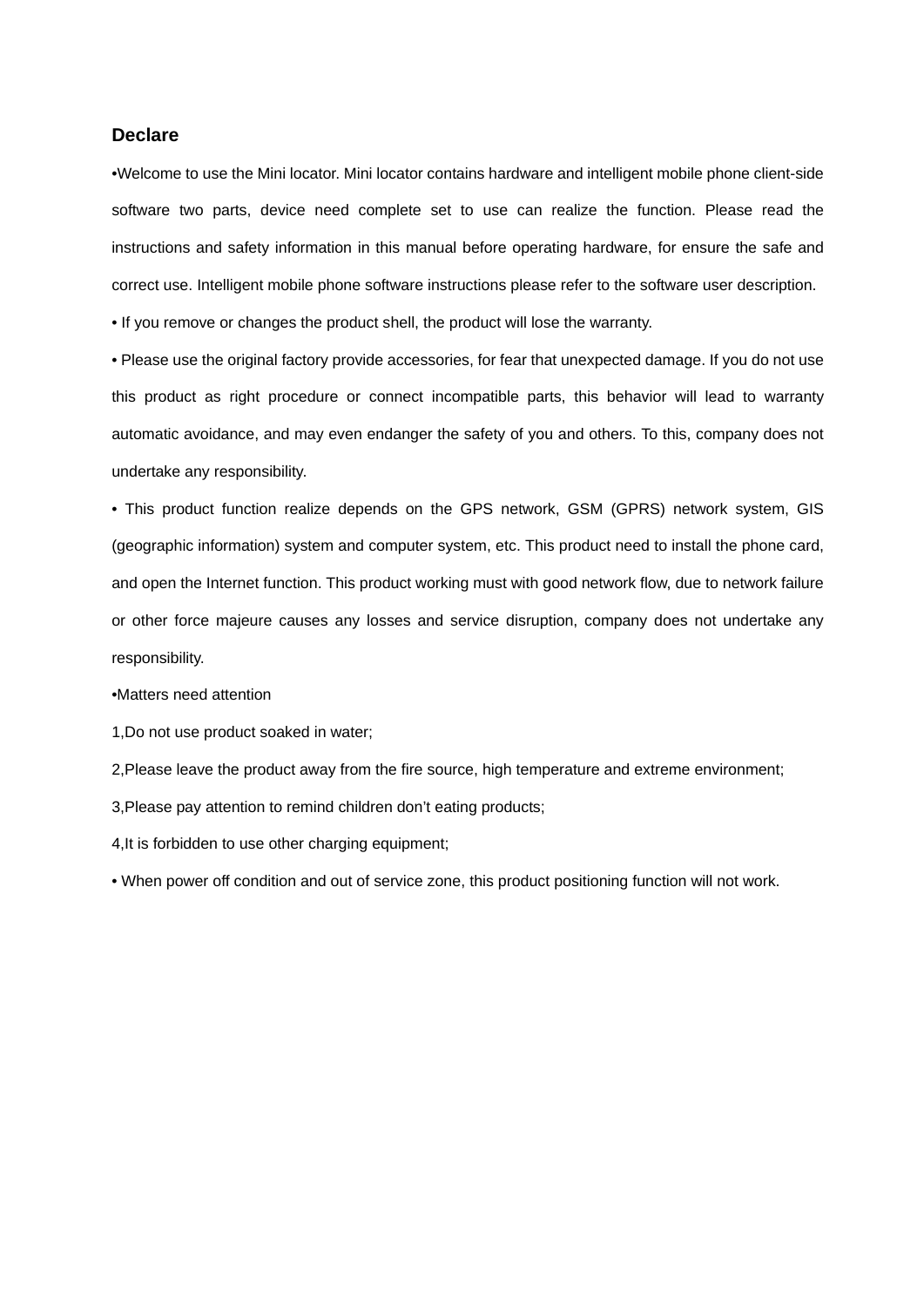## Declare

•Welcome to use the Mini locator. Mini locator contains hardware and intelligent mobile phone client-side software two parts, device need complete set to use can realize the function. Please read the instructions and safety information in this manual before operating hardware, for ensure the safe and correct use. Intelligent mobile phone software instructions please refer to the software user description.

• If you remove or changes the product shell, the product will lose the warranty.

• Please use the original factory provide accessories, for fear that unexpected damage. If you do not use this product as right procedure or connect incompatible parts, this behavior will lead to warranty automatic avoidance, and may even endanger the safety of you and others. To this, company does not undertake any responsibility.

• This product function realize depends on the GPS network, GSM (GPRS) network system, GIS (geographic information) system and computer system, etc. This product need to install the phone card, and open the Internet function. This product working must with good network flow, due to network failure or other force majeure causes any losses and service disruption, company does not undertake any responsibility.

•Matters need attention

1,Do not use product soaked in water;

2,Please leave the product away from the fire source, high temperature and extreme environment;

3,Please pay attention to remind children don't eating products;

4,It is forbidden to use other charging equipment;

• When power off condition and out of service zone, this product positioning function will not work.